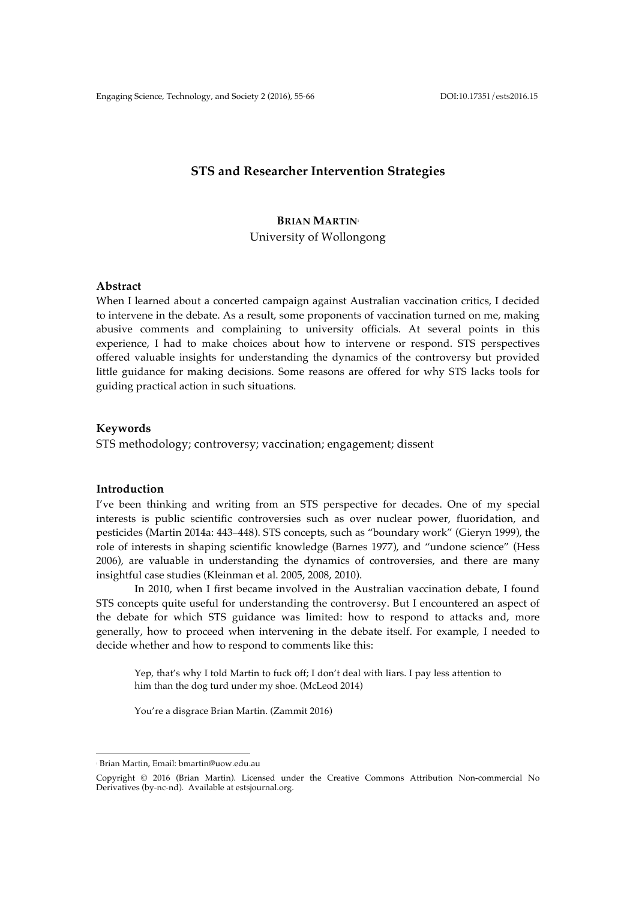# STS and Researcher Intervention Strategies

**BRIAN MARTIN**[1]
University of Wollongong

### Abstract

When I learned about a concerted campaign against Australian vaccination critics, I decided to intervene in the debate. As a result, some proponents of vaccination turned on me, making abusive comments and complaining to university officials. At several points in this experience, I had to make choices about how to intervene or respond. STS perspectives offered valuable insights for understanding the dynamics of the controversy but provided little guidance for making decisions. Some reasons are offered for why STS lacks tools for guiding practical action in such situations.

### Keywords

STS methodology; controversy; vaccination; engagement; dissent

### Introduction

I've been thinking and writing from an STS perspective for decades. One of my special interests is public scientific controversies such as over nuclear power, fluoridation, and pesticides (Martin 2014a: 443–448). STS concepts, such as "boundary work" (Gieryn 1999), the role of interests in shaping scientific knowledge (Barnes 1977), and "undone science" (Hess 2006), are valuable in understanding the dynamics of controversies, and there are many insightful case studies (Kleinman et al. 2005, 2008, 2010).

In 2010, when I first became involved in the Australian vaccination debate, I found STS concepts quite useful for understanding the controversy. But I encountered an aspect of the debate for which STS guidance was limited: how to respond to attacks and, more generally, how to proceed when intervening in the debate itself. For example, I needed to decide whether and how to respond to comments like this:

> Yep, that's why I told Martin to fuck off; I don't deal with liars. I pay less attention to him than the dog turd under my shoe. (McLeod 2014)
>
> You're a disgrace Brian Martin. (Zammit 2016)

---

[1] Brian Martin, Email: bmartin@uow.edu.au

Copyright © 2016 (Brian Martin). Licensed under the Creative Commons Attribution Non-commercial No Derivatives (by-nc-nd). Available at estsjournal.org.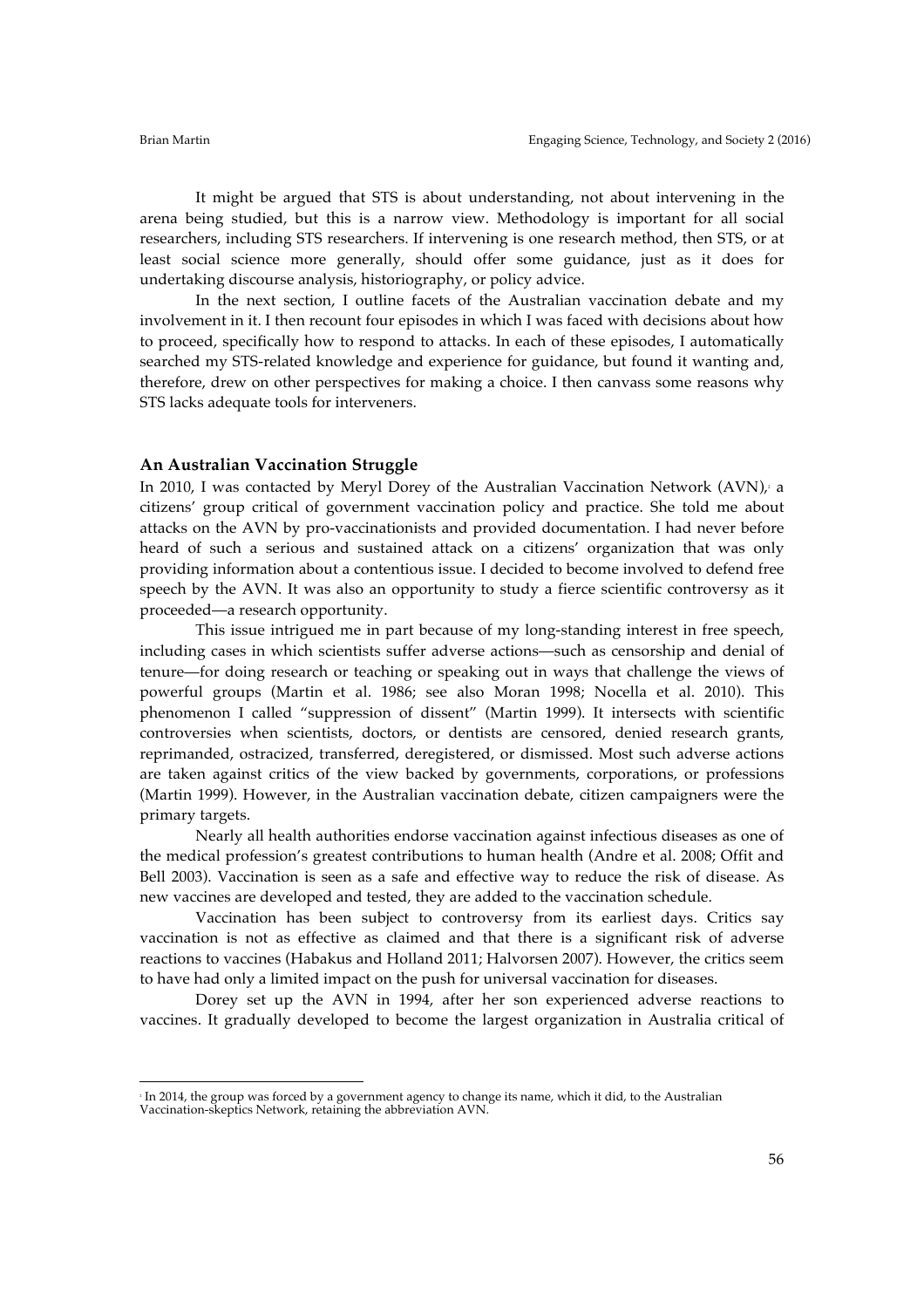It might be argued that STS is about understanding, not about intervening in the arena being studied, but this is a narrow view. Methodology is important for all social researchers, including STS researchers. If intervening is one research method, then STS, or at least social science more generally, should offer some guidance, just as it does for undertaking discourse analysis, historiography, or policy advice.

In the next section, I outline facets of the Australian vaccination debate and my involvement in it. I then recount four episodes in which I was faced with decisions about how to proceed, specifically how to respond to attacks. In each of these episodes, I automatically searched my STS-related knowledge and experience for guidance, but found it wanting and, therefore, drew on other perspectives for making a choice. I then canvass some reasons why STS lacks adequate tools for interveners.

## An Australian Vaccination Struggle

In 2010, I was contacted by Meryl Dorey of the Australian Vaccination Network (AVN),[2] a citizens' group critical of government vaccination policy and practice. She told me about attacks on the AVN by pro-vaccinationists and provided documentation. I had never before heard of such a serious and sustained attack on a citizens' organization that was only providing information about a contentious issue. I decided to become involved to defend free speech by the AVN. It was also an opportunity to study a fierce scientific controversy as it proceeded—a research opportunity.

This issue intrigued me in part because of my long-standing interest in free speech, including cases in which scientists suffer adverse actions—such as censorship and denial of tenure—for doing research or teaching or speaking out in ways that challenge the views of powerful groups (Martin et al. 1986; see also Moran 1998; Nocella et al. 2010). This phenomenon I called "suppression of dissent" (Martin 1999). It intersects with scientific controversies when scientists, doctors, or dentists are censored, denied research grants, reprimanded, ostracized, transferred, deregistered, or dismissed. Most such adverse actions are taken against critics of the view backed by governments, corporations, or professions (Martin 1999). However, in the Australian vaccination debate, citizen campaigners were the primary targets.

Nearly all health authorities endorse vaccination against infectious diseases as one of the medical profession's greatest contributions to human health (Andre et al. 2008; Offit and Bell 2003). Vaccination is seen as a safe and effective way to reduce the risk of disease. As new vaccines are developed and tested, they are added to the vaccination schedule.

Vaccination has been subject to controversy from its earliest days. Critics say vaccination is not as effective as claimed and that there is a significant risk of adverse reactions to vaccines (Habakus and Holland 2011; Halvorsen 2007). However, the critics seem to have had only a limited impact on the push for universal vaccination for diseases.

Dorey set up the AVN in 1994, after her son experienced adverse reactions to vaccines. It gradually developed to become the largest organization in Australia critical of

[2] In 2014, the group was forced by a government agency to change its name, which it did, to the Australian Vaccination-skeptics Network, retaining the abbreviation AVN.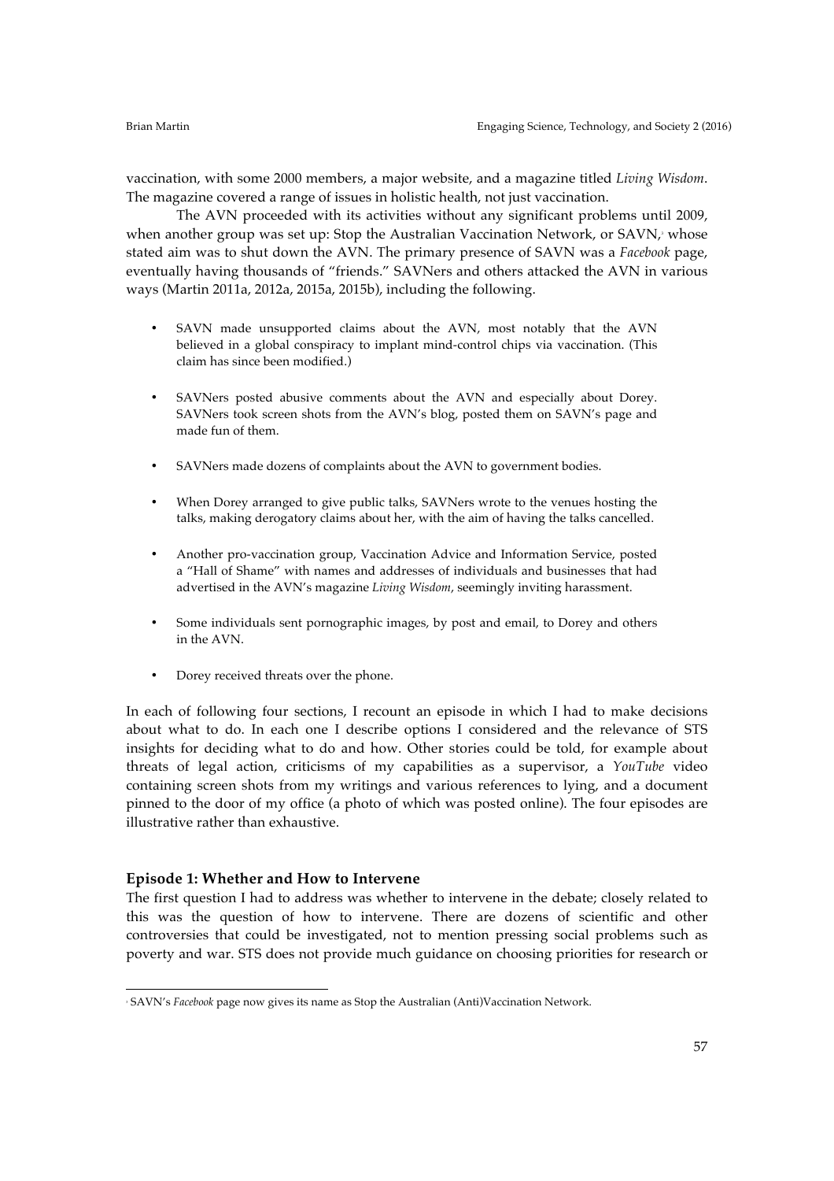vaccination, with some 2000 members, a major website, and a magazine titled *Living Wisdom*. The magazine covered a range of issues in holistic health, not just vaccination.

The AVN proceeded with its activities without any significant problems until 2009, when another group was set up: Stop the Australian Vaccination Network, or SAVN,[3] whose stated aim was to shut down the AVN. The primary presence of SAVN was a *Facebook* page, eventually having thousands of "friends." SAVNers and others attacked the AVN in various ways (Martin 2011a, 2012a, 2015a, 2015b), including the following.

- SAVN made unsupported claims about the AVN, most notably that the AVN believed in a global conspiracy to implant mind-control chips via vaccination. (This claim has since been modified.)
- SAVNers posted abusive comments about the AVN and especially about Dorey. SAVNers took screen shots from the AVN's blog, posted them on SAVN's page and made fun of them.
- SAVNers made dozens of complaints about the AVN to government bodies.
- When Dorey arranged to give public talks, SAVNers wrote to the venues hosting the talks, making derogatory claims about her, with the aim of having the talks cancelled.
- Another pro-vaccination group, Vaccination Advice and Information Service, posted a "Hall of Shame" with names and addresses of individuals and businesses that had advertised in the AVN's magazine *Living Wisdom*, seemingly inviting harassment.
- Some individuals sent pornographic images, by post and email, to Dorey and others in the AVN.
- Dorey received threats over the phone.

In each of following four sections, I recount an episode in which I had to make decisions about what to do. In each one I describe options I considered and the relevance of STS insights for deciding what to do and how. Other stories could be told, for example about threats of legal action, criticisms of my capabilities as a supervisor, a *YouTube* video containing screen shots from my writings and various references to lying, and a document pinned to the door of my office (a photo of which was posted online). The four episodes are illustrative rather than exhaustive.

## Episode 1: Whether and How to Intervene

The first question I had to address was whether to intervene in the debate; closely related to this was the question of how to intervene. There are dozens of scientific and other controversies that could be investigated, not to mention pressing social problems such as poverty and war. STS does not provide much guidance on choosing priorities for research or

[3] SAVN's *Facebook* page now gives its name as Stop the Australian (Anti)Vaccination Network.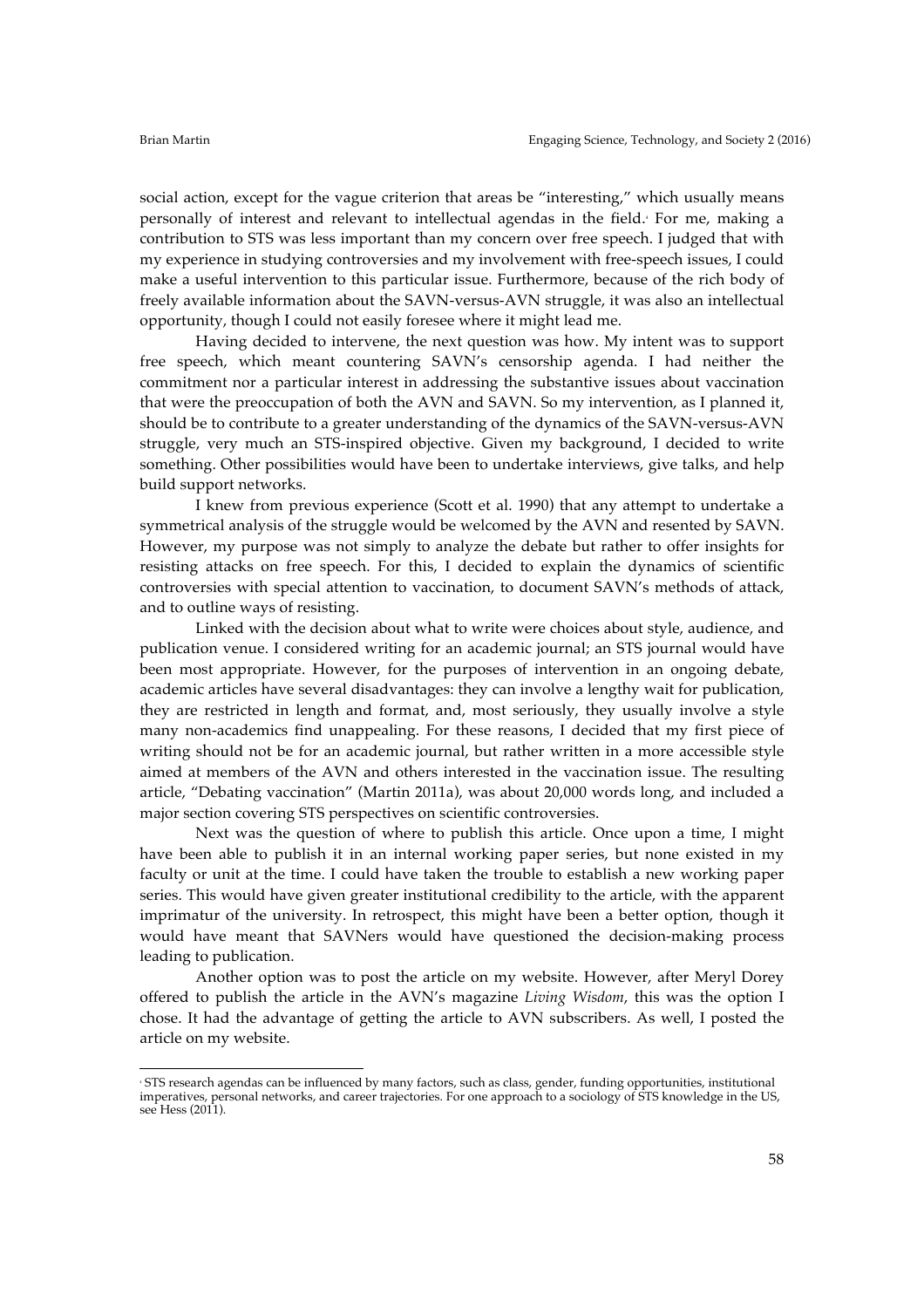social action, except for the vague criterion that areas be "interesting," which usually means personally of interest and relevant to intellectual agendas in the field.[4] For me, making a contribution to STS was less important than my concern over free speech. I judged that with my experience in studying controversies and my involvement with free-speech issues, I could make a useful intervention to this particular issue. Furthermore, because of the rich body of freely available information about the SAVN-versus-AVN struggle, it was also an intellectual opportunity, though I could not easily foresee where it might lead me.

Having decided to intervene, the next question was how. My intent was to support free speech, which meant countering SAVN's censorship agenda. I had neither the commitment nor a particular interest in addressing the substantive issues about vaccination that were the preoccupation of both the AVN and SAVN. So my intervention, as I planned it, should be to contribute to a greater understanding of the dynamics of the SAVN-versus-AVN struggle, very much an STS-inspired objective. Given my background, I decided to write something. Other possibilities would have been to undertake interviews, give talks, and help build support networks.

I knew from previous experience (Scott et al. 1990) that any attempt to undertake a symmetrical analysis of the struggle would be welcomed by the AVN and resented by SAVN. However, my purpose was not simply to analyze the debate but rather to offer insights for resisting attacks on free speech. For this, I decided to explain the dynamics of scientific controversies with special attention to vaccination, to document SAVN's methods of attack, and to outline ways of resisting.

Linked with the decision about what to write were choices about style, audience, and publication venue. I considered writing for an academic journal; an STS journal would have been most appropriate. However, for the purposes of intervention in an ongoing debate, academic articles have several disadvantages: they can involve a lengthy wait for publication, they are restricted in length and format, and, most seriously, they usually involve a style many non-academics find unappealing. For these reasons, I decided that my first piece of writing should not be for an academic journal, but rather written in a more accessible style aimed at members of the AVN and others interested in the vaccination issue. The resulting article, "Debating vaccination" (Martin 2011a), was about 20,000 words long, and included a major section covering STS perspectives on scientific controversies.

Next was the question of where to publish this article. Once upon a time, I might have been able to publish it in an internal working paper series, but none existed in my faculty or unit at the time. I could have taken the trouble to establish a new working paper series. This would have given greater institutional credibility to the article, with the apparent imprimatur of the university. In retrospect, this might have been a better option, though it would have meant that SAVNers would have questioned the decision-making process leading to publication.

Another option was to post the article on my website. However, after Meryl Dorey offered to publish the article in the AVN's magazine *Living Wisdom*, this was the option I chose. It had the advantage of getting the article to AVN subscribers. As well, I posted the article on my website.

---

[4] STS research agendas can be influenced by many factors, such as class, gender, funding opportunities, institutional imperatives, personal networks, and career trajectories. For one approach to a sociology of STS knowledge in the US, see Hess (2011).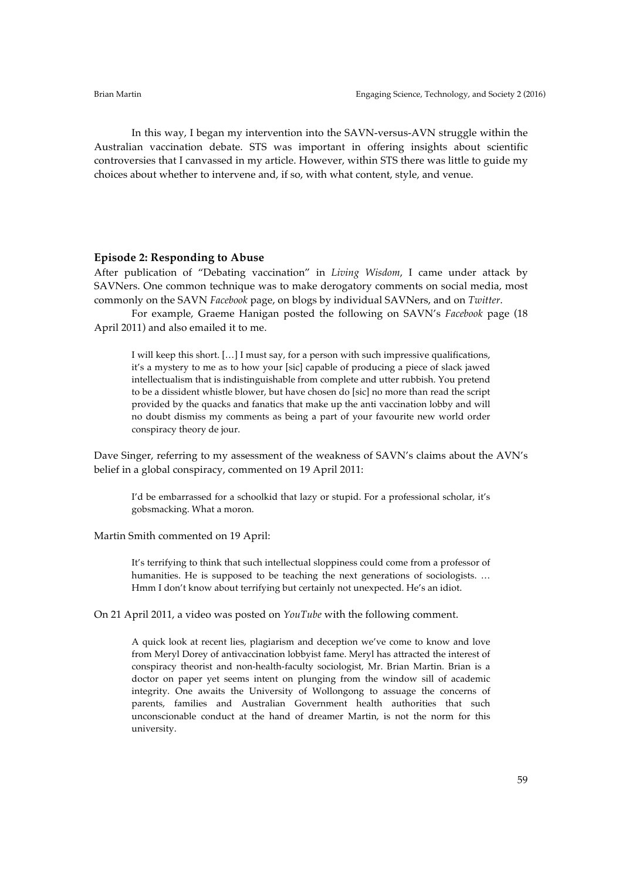In this way, I began my intervention into the SAVN-versus-AVN struggle within the Australian vaccination debate. STS was important in offering insights about scientific controversies that I canvassed in my article. However, within STS there was little to guide my choices about whether to intervene and, if so, with what content, style, and venue.

### Episode 2: Responding to Abuse

After publication of "Debating vaccination" in *Living Wisdom*, I came under attack by SAVNers. One common technique was to make derogatory comments on social media, most commonly on the SAVN *Facebook* page, on blogs by individual SAVNers, and on *Twitter*.

For example, Graeme Hanigan posted the following on SAVN's *Facebook* page (18 April 2011) and also emailed it to me.

> I will keep this short. […] I must say, for a person with such impressive qualifications, it's a mystery to me as to how your [sic] capable of producing a piece of slack jawed intellectualism that is indistinguishable from complete and utter rubbish. You pretend to be a dissident whistle blower, but have chosen do [sic] no more than read the script provided by the quacks and fanatics that make up the anti vaccination lobby and will no doubt dismiss my comments as being a part of your favourite new world order conspiracy theory de jour.

Dave Singer, referring to my assessment of the weakness of SAVN's claims about the AVN's belief in a global conspiracy, commented on 19 April 2011:

> I'd be embarrassed for a schoolkid that lazy or stupid. For a professional scholar, it's gobsmacking. What a moron.

Martin Smith commented on 19 April:

> It's terrifying to think that such intellectual sloppiness could come from a professor of humanities. He is supposed to be teaching the next generations of sociologists. … Hmm I don't know about terrifying but certainly not unexpected. He's an idiot.

On 21 April 2011, a video was posted on *YouTube* with the following comment.

> A quick look at recent lies, plagiarism and deception we've come to know and love from Meryl Dorey of antivaccination lobbyist fame. Meryl has attracted the interest of conspiracy theorist and non-health-faculty sociologist, Mr. Brian Martin. Brian is a doctor on paper yet seems intent on plunging from the window sill of academic integrity. One awaits the University of Wollongong to assuage the concerns of parents, families and Australian Government health authorities that such unconscionable conduct at the hand of dreamer Martin, is not the norm for this university.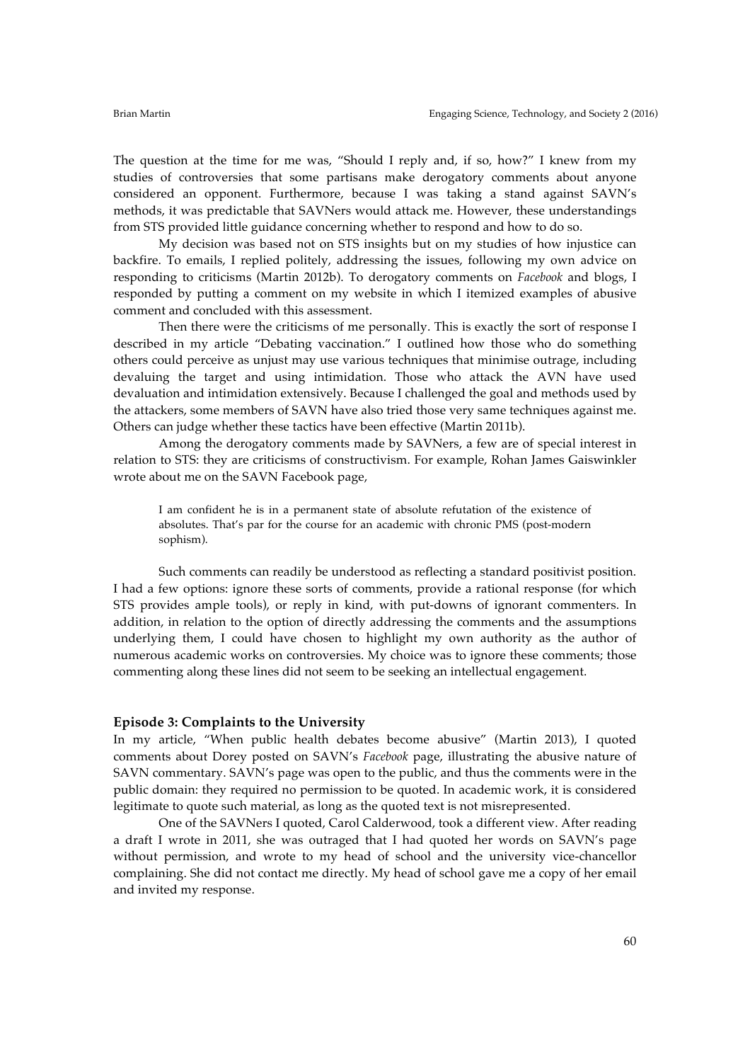The question at the time for me was, "Should I reply and, if so, how?" I knew from my studies of controversies that some partisans make derogatory comments about anyone considered an opponent. Furthermore, because I was taking a stand against SAVN's methods, it was predictable that SAVNers would attack me. However, these understandings from STS provided little guidance concerning whether to respond and how to do so.

My decision was based not on STS insights but on my studies of how injustice can backfire. To emails, I replied politely, addressing the issues, following my own advice on responding to criticisms (Martin 2012b). To derogatory comments on *Facebook* and blogs, I responded by putting a comment on my website in which I itemized examples of abusive comment and concluded with this assessment.

Then there were the criticisms of me personally. This is exactly the sort of response I described in my article "Debating vaccination." I outlined how those who do something others could perceive as unjust may use various techniques that minimise outrage, including devaluing the target and using intimidation. Those who attack the AVN have used devaluation and intimidation extensively. Because I challenged the goal and methods used by the attackers, some members of SAVN have also tried those very same techniques against me. Others can judge whether these tactics have been effective (Martin 2011b).

Among the derogatory comments made by SAVNers, a few are of special interest in relation to STS: they are criticisms of constructivism. For example, Rohan James Gaiswinkler wrote about me on the SAVN Facebook page,

> I am confident he is in a permanent state of absolute refutation of the existence of absolutes. That's par for the course for an academic with chronic PMS (post-modern sophism).

Such comments can readily be understood as reflecting a standard positivist position. I had a few options: ignore these sorts of comments, provide a rational response (for which STS provides ample tools), or reply in kind, with put-downs of ignorant commenters. In addition, in relation to the option of directly addressing the comments and the assumptions underlying them, I could have chosen to highlight my own authority as the author of numerous academic works on controversies. My choice was to ignore these comments; those commenting along these lines did not seem to be seeking an intellectual engagement.

### Episode 3: Complaints to the University

In my article, "When public health debates become abusive" (Martin 2013), I quoted comments about Dorey posted on SAVN's *Facebook* page, illustrating the abusive nature of SAVN commentary. SAVN's page was open to the public, and thus the comments were in the public domain: they required no permission to be quoted. In academic work, it is considered legitimate to quote such material, as long as the quoted text is not misrepresented.

One of the SAVNers I quoted, Carol Calderwood, took a different view. After reading a draft I wrote in 2011, she was outraged that I had quoted her words on SAVN's page without permission, and wrote to my head of school and the university vice-chancellor complaining. She did not contact me directly. My head of school gave me a copy of her email and invited my response.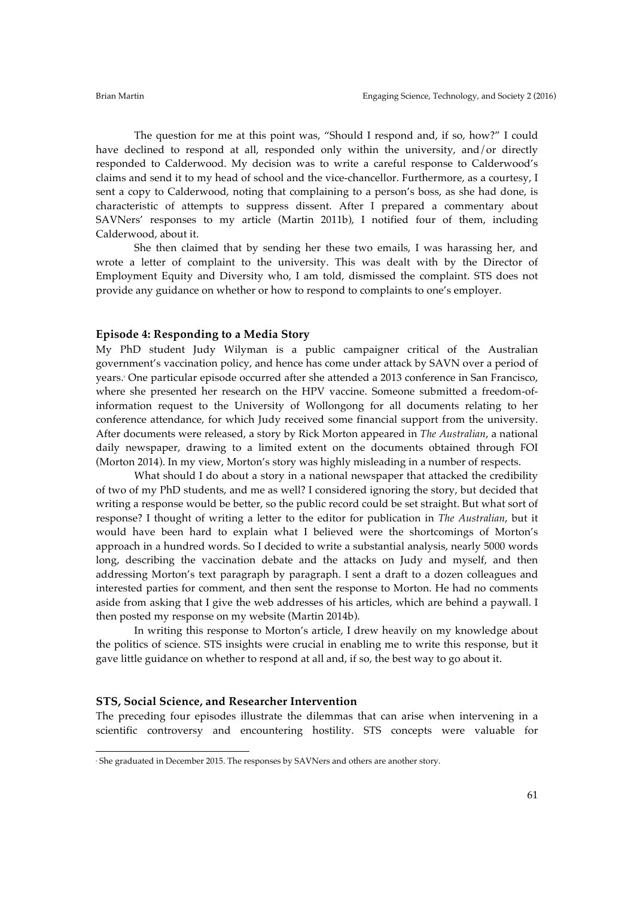The question for me at this point was, "Should I respond and, if so, how?" I could have declined to respond at all, responded only within the university, and/or directly responded to Calderwood. My decision was to write a careful response to Calderwood's claims and send it to my head of school and the vice-chancellor. Furthermore, as a courtesy, I sent a copy to Calderwood, noting that complaining to a person's boss, as she had done, is characteristic of attempts to suppress dissent. After I prepared a commentary about SAVNers' responses to my article (Martin 2011b), I notified four of them, including Calderwood, about it.

She then claimed that by sending her these two emails, I was harassing her, and wrote a letter of complaint to the university. This was dealt with by the Director of Employment Equity and Diversity who, I am told, dismissed the complaint. STS does not provide any guidance on whether or how to respond to complaints to one's employer.

### Episode 4: Responding to a Media Story

My PhD student Judy Wilyman is a public campaigner critical of the Australian government's vaccination policy, and hence has come under attack by SAVN over a period of years.[5] One particular episode occurred after she attended a 2013 conference in San Francisco, where she presented her research on the HPV vaccine. Someone submitted a freedom-of-information request to the University of Wollongong for all documents relating to her conference attendance, for which Judy received some financial support from the university. After documents were released, a story by Rick Morton appeared in *The Australian*, a national daily newspaper, drawing to a limited extent on the documents obtained through FOI (Morton 2014). In my view, Morton's story was highly misleading in a number of respects.

What should I do about a story in a national newspaper that attacked the credibility of two of my PhD students, and me as well? I considered ignoring the story, but decided that writing a response would be better, so the public record could be set straight. But what sort of response? I thought of writing a letter to the editor for publication in *The Australian*, but it would have been hard to explain what I believed were the shortcomings of Morton's approach in a hundred words. So I decided to write a substantial analysis, nearly 5000 words long, describing the vaccination debate and the attacks on Judy and myself, and then addressing Morton's text paragraph by paragraph. I sent a draft to a dozen colleagues and interested parties for comment, and then sent the response to Morton. He had no comments aside from asking that I give the web addresses of his articles, which are behind a paywall. I then posted my response on my website (Martin 2014b).

In writing this response to Morton's article, I drew heavily on my knowledge about the politics of science. STS insights were crucial in enabling me to write this response, but it gave little guidance on whether to respond at all and, if so, the best way to go about it.

### STS, Social Science, and Researcher Intervention

The preceding four episodes illustrate the dilemmas that can arise when intervening in a scientific controversy and encountering hostility. STS concepts were valuable for

---

[5] She graduated in December 2015. The responses by SAVNers and others are another story.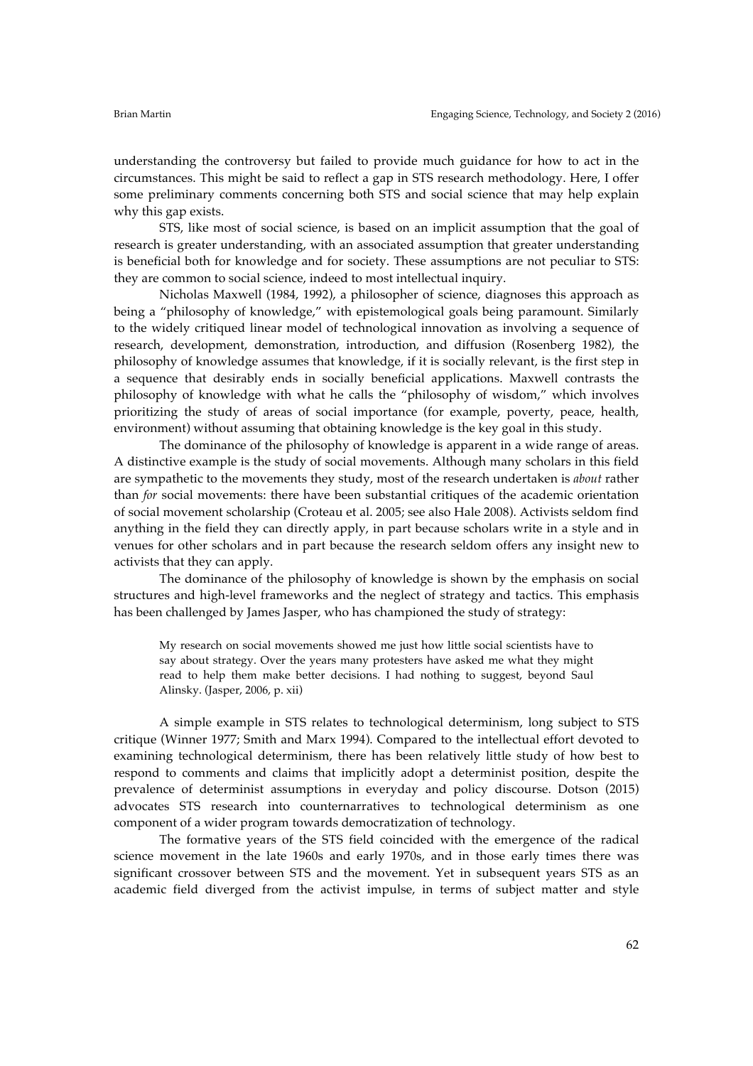understanding the controversy but failed to provide much guidance for how to act in the circumstances. This might be said to reflect a gap in STS research methodology. Here, I offer some preliminary comments concerning both STS and social science that may help explain why this gap exists.

STS, like most of social science, is based on an implicit assumption that the goal of research is greater understanding, with an associated assumption that greater understanding is beneficial both for knowledge and for society. These assumptions are not peculiar to STS: they are common to social science, indeed to most intellectual inquiry.

Nicholas Maxwell (1984, 1992), a philosopher of science, diagnoses this approach as being a "philosophy of knowledge," with epistemological goals being paramount. Similarly to the widely critiqued linear model of technological innovation as involving a sequence of research, development, demonstration, introduction, and diffusion (Rosenberg 1982), the philosophy of knowledge assumes that knowledge, if it is socially relevant, is the first step in a sequence that desirably ends in socially beneficial applications. Maxwell contrasts the philosophy of knowledge with what he calls the "philosophy of wisdom," which involves prioritizing the study of areas of social importance (for example, poverty, peace, health, environment) without assuming that obtaining knowledge is the key goal in this study.

The dominance of the philosophy of knowledge is apparent in a wide range of areas. A distinctive example is the study of social movements. Although many scholars in this field are sympathetic to the movements they study, most of the research undertaken is *about* rather than *for* social movements: there have been substantial critiques of the academic orientation of social movement scholarship (Croteau et al. 2005; see also Hale 2008). Activists seldom find anything in the field they can directly apply, in part because scholars write in a style and in venues for other scholars and in part because the research seldom offers any insight new to activists that they can apply.

The dominance of the philosophy of knowledge is shown by the emphasis on social structures and high-level frameworks and the neglect of strategy and tactics. This emphasis has been challenged by James Jasper, who has championed the study of strategy:

> My research on social movements showed me just how little social scientists have to say about strategy. Over the years many protesters have asked me what they might read to help them make better decisions. I had nothing to suggest, beyond Saul Alinsky. (Jasper, 2006, p. xii)

A simple example in STS relates to technological determinism, long subject to STS critique (Winner 1977; Smith and Marx 1994). Compared to the intellectual effort devoted to examining technological determinism, there has been relatively little study of how best to respond to comments and claims that implicitly adopt a determinist position, despite the prevalence of determinist assumptions in everyday and policy discourse. Dotson (2015) advocates STS research into counternarratives to technological determinism as one component of a wider program towards democratization of technology.

The formative years of the STS field coincided with the emergence of the radical science movement in the late 1960s and early 1970s, and in those early times there was significant crossover between STS and the movement. Yet in subsequent years STS as an academic field diverged from the activist impulse, in terms of subject matter and style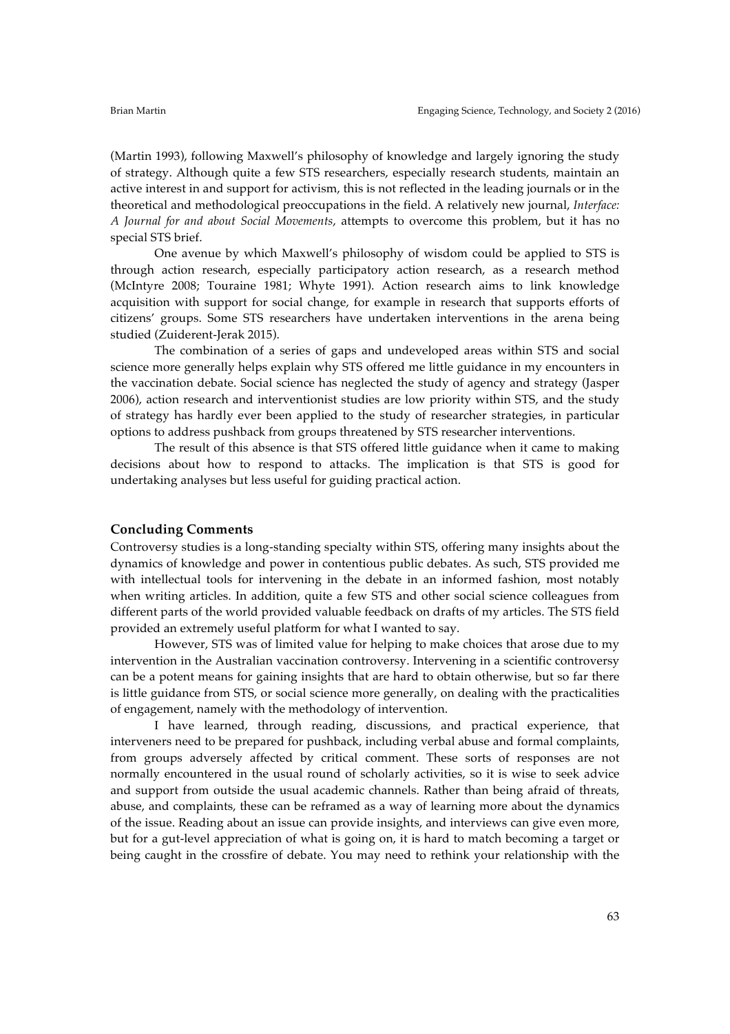(Martin 1993), following Maxwell's philosophy of knowledge and largely ignoring the study of strategy. Although quite a few STS researchers, especially research students, maintain an active interest in and support for activism, this is not reflected in the leading journals or in the theoretical and methodological preoccupations in the field. A relatively new journal, *Interface: A Journal for and about Social Movements*, attempts to overcome this problem, but it has no special STS brief.

One avenue by which Maxwell's philosophy of wisdom could be applied to STS is through action research, especially participatory action research, as a research method (McIntyre 2008; Touraine 1981; Whyte 1991). Action research aims to link knowledge acquisition with support for social change, for example in research that supports efforts of citizens' groups. Some STS researchers have undertaken interventions in the arena being studied (Zuiderent-Jerak 2015).

The combination of a series of gaps and undeveloped areas within STS and social science more generally helps explain why STS offered me little guidance in my encounters in the vaccination debate. Social science has neglected the study of agency and strategy (Jasper 2006), action research and interventionist studies are low priority within STS, and the study of strategy has hardly ever been applied to the study of researcher strategies, in particular options to address pushback from groups threatened by STS researcher interventions.

The result of this absence is that STS offered little guidance when it came to making decisions about how to respond to attacks. The implication is that STS is good for undertaking analyses but less useful for guiding practical action.

## Concluding Comments

Controversy studies is a long-standing specialty within STS, offering many insights about the dynamics of knowledge and power in contentious public debates. As such, STS provided me with intellectual tools for intervening in the debate in an informed fashion, most notably when writing articles. In addition, quite a few STS and other social science colleagues from different parts of the world provided valuable feedback on drafts of my articles. The STS field provided an extremely useful platform for what I wanted to say.

However, STS was of limited value for helping to make choices that arose due to my intervention in the Australian vaccination controversy. Intervening in a scientific controversy can be a potent means for gaining insights that are hard to obtain otherwise, but so far there is little guidance from STS, or social science more generally, on dealing with the practicalities of engagement, namely with the methodology of intervention.

I have learned, through reading, discussions, and practical experience, that interveners need to be prepared for pushback, including verbal abuse and formal complaints, from groups adversely affected by critical comment. These sorts of responses are not normally encountered in the usual round of scholarly activities, so it is wise to seek advice and support from outside the usual academic channels. Rather than being afraid of threats, abuse, and complaints, these can be reframed as a way of learning more about the dynamics of the issue. Reading about an issue can provide insights, and interviews can give even more, but for a gut-level appreciation of what is going on, it is hard to match becoming a target or being caught in the crossfire of debate. You may need to rethink your relationship with the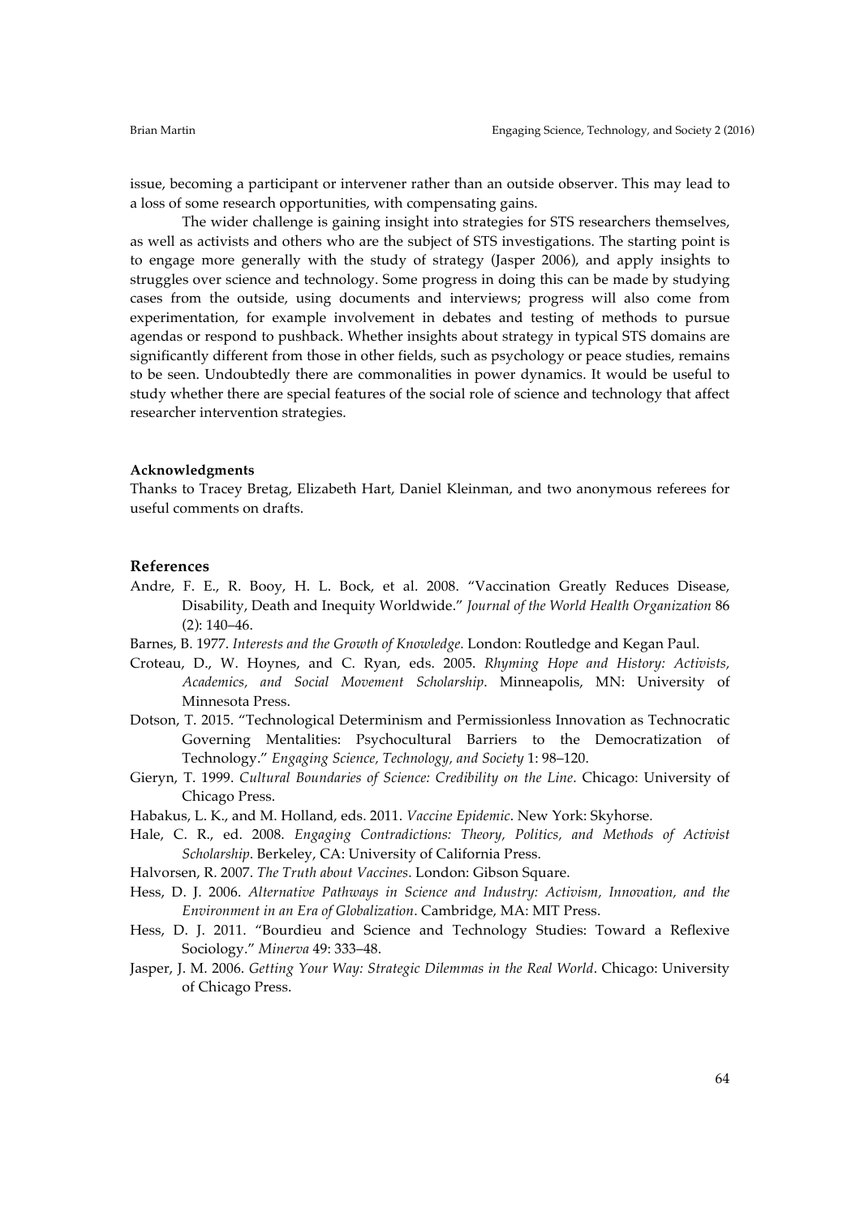issue, becoming a participant or intervener rather than an outside observer. This may lead to a loss of some research opportunities, with compensating gains.

The wider challenge is gaining insight into strategies for STS researchers themselves, as well as activists and others who are the subject of STS investigations. The starting point is to engage more generally with the study of strategy (Jasper 2006), and apply insights to struggles over science and technology. Some progress in doing this can be made by studying cases from the outside, using documents and interviews; progress will also come from experimentation, for example involvement in debates and testing of methods to pursue agendas or respond to pushback. Whether insights about strategy in typical STS domains are significantly different from those in other fields, such as psychology or peace studies, remains to be seen. Undoubtedly there are commonalities in power dynamics. It would be useful to study whether there are special features of the social role of science and technology that affect researcher intervention strategies.

**Acknowledgments**

Thanks to Tracey Bretag, Elizabeth Hart, Daniel Kleinman, and two anonymous referees for useful comments on drafts.

## References

Andre, F. E., R. Booy, H. L. Bock, et al. 2008. "Vaccination Greatly Reduces Disease, Disability, Death and Inequity Worldwide." *Journal of the World Health Organization* 86 (2): 140–46.

Barnes, B. 1977. *Interests and the Growth of Knowledge*. London: Routledge and Kegan Paul.

Croteau, D., W. Hoynes, and C. Ryan, eds. 2005. *Rhyming Hope and History: Activists, Academics, and Social Movement Scholarship*. Minneapolis, MN: University of Minnesota Press.

Dotson, T. 2015. "Technological Determinism and Permissionless Innovation as Technocratic Governing Mentalities: Psychocultural Barriers to the Democratization of Technology." *Engaging Science, Technology, and Society* 1: 98–120.

Gieryn, T. 1999. *Cultural Boundaries of Science: Credibility on the Line*. Chicago: University of Chicago Press.

Habakus, L. K., and M. Holland, eds. 2011. *Vaccine Epidemic*. New York: Skyhorse.

Hale, C. R., ed. 2008. *Engaging Contradictions: Theory, Politics, and Methods of Activist Scholarship*. Berkeley, CA: University of California Press.

Halvorsen, R. 2007. *The Truth about Vaccines*. London: Gibson Square.

Hess, D. J. 2006. *Alternative Pathways in Science and Industry: Activism, Innovation, and the Environment in an Era of Globalization*. Cambridge, MA: MIT Press.

Hess, D. J. 2011. "Bourdieu and Science and Technology Studies: Toward a Reflexive Sociology." *Minerva* 49: 333–48.

Jasper, J. M. 2006. *Getting Your Way: Strategic Dilemmas in the Real World*. Chicago: University of Chicago Press.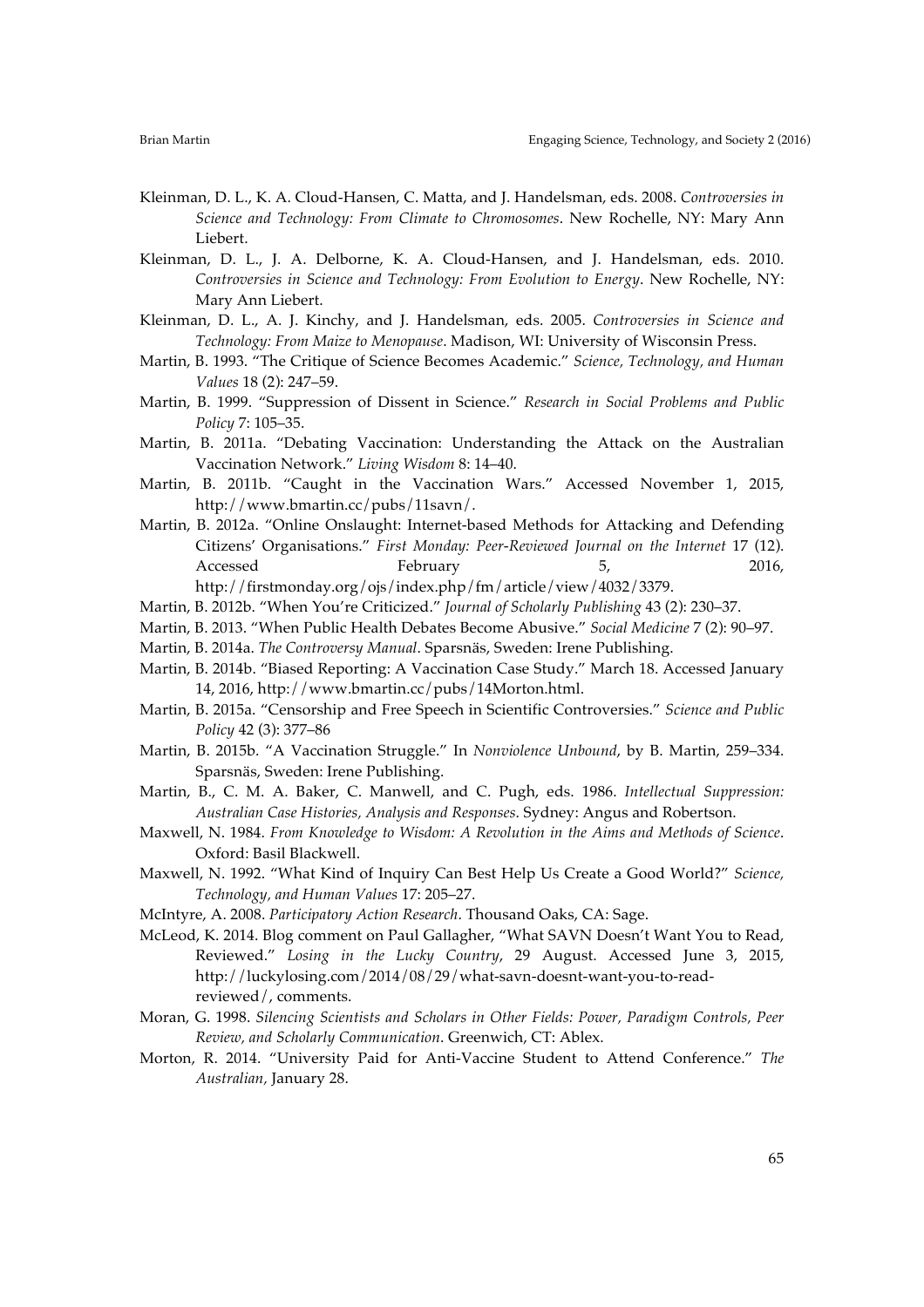Kleinman, D. L., K. A. Cloud-Hansen, C. Matta, and J. Handelsman, eds. 2008. *Controversies in Science and Technology: From Climate to Chromosomes*. New Rochelle, NY: Mary Ann Liebert.

Kleinman, D. L., J. A. Delborne, K. A. Cloud-Hansen, and J. Handelsman, eds. 2010. *Controversies in Science and Technology: From Evolution to Energy*. New Rochelle, NY: Mary Ann Liebert.

Kleinman, D. L., A. J. Kinchy, and J. Handelsman, eds. 2005. *Controversies in Science and Technology: From Maize to Menopause*. Madison, WI: University of Wisconsin Press.

Martin, B. 1993. "The Critique of Science Becomes Academic." *Science, Technology, and Human Values* 18 (2): 247–59.

Martin, B. 1999. "Suppression of Dissent in Science." *Research in Social Problems and Public Policy* 7: 105–35.

Martin, B. 2011a. "Debating Vaccination: Understanding the Attack on the Australian Vaccination Network." *Living Wisdom* 8: 14–40.

Martin, B. 2011b. "Caught in the Vaccination Wars." Accessed November 1, 2015, http://www.bmartin.cc/pubs/11savn/.

Martin, B. 2012a. "Online Onslaught: Internet-based Methods for Attacking and Defending Citizens' Organisations." *First Monday: Peer-Reviewed Journal on the Internet* 17 (12). Accessed February 5, 2016, http://firstmonday.org/ojs/index.php/fm/article/view/4032/3379.

Martin, B. 2012b. "When You're Criticized." *Journal of Scholarly Publishing* 43 (2): 230–37.

Martin, B. 2013. "When Public Health Debates Become Abusive." *Social Medicine* 7 (2): 90–97.

Martin, B. 2014a. *The Controversy Manual*. Sparsnäs, Sweden: Irene Publishing.

Martin, B. 2014b. "Biased Reporting: A Vaccination Case Study." March 18. Accessed January 14, 2016, http://www.bmartin.cc/pubs/14Morton.html.

Martin, B. 2015a. "Censorship and Free Speech in Scientific Controversies." *Science and Public Policy* 42 (3): 377–86

Martin, B. 2015b. "A Vaccination Struggle." In *Nonviolence Unbound*, by B. Martin, 259–334. Sparsnäs, Sweden: Irene Publishing.

Martin, B., C. M. A. Baker, C. Manwell, and C. Pugh, eds. 1986. *Intellectual Suppression: Australian Case Histories, Analysis and Responses*. Sydney: Angus and Robertson.

Maxwell, N. 1984. *From Knowledge to Wisdom: A Revolution in the Aims and Methods of Science*. Oxford: Basil Blackwell.

Maxwell, N. 1992. "What Kind of Inquiry Can Best Help Us Create a Good World?" *Science, Technology, and Human Values* 17: 205–27.

McIntyre, A. 2008. *Participatory Action Research*. Thousand Oaks, CA: Sage.

McLeod, K. 2014. Blog comment on Paul Gallagher, "What SAVN Doesn't Want You to Read, Reviewed." *Losing in the Lucky Country*, 29 August. Accessed June 3, 2015, http://luckylosing.com/2014/08/29/what-savn-doesnt-want-you-to-read-reviewed/, comments.

Moran, G. 1998. *Silencing Scientists and Scholars in Other Fields: Power, Paradigm Controls, Peer Review, and Scholarly Communication*. Greenwich, CT: Ablex.

Morton, R. 2014. "University Paid for Anti-Vaccine Student to Attend Conference." *The Australian*, January 28.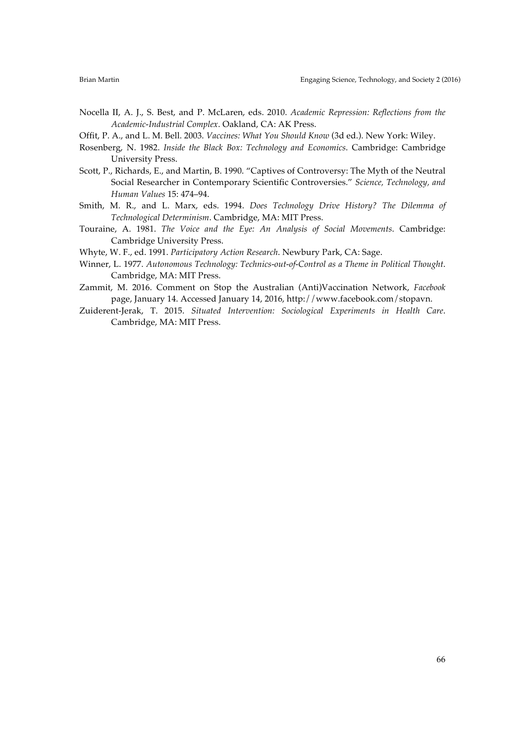Nocella II, A. J., S. Best, and P. McLaren, eds. 2010. *Academic Repression: Reflections from the Academic-Industrial Complex*. Oakland, CA: AK Press.

Offit, P. A., and L. M. Bell. 2003. *Vaccines: What You Should Know* (3d ed.). New York: Wiley.

Rosenberg, N. 1982. *Inside the Black Box: Technology and Economics*. Cambridge: Cambridge University Press.

Scott, P., Richards, E., and Martin, B. 1990. "Captives of Controversy: The Myth of the Neutral Social Researcher in Contemporary Scientific Controversies." *Science, Technology, and Human Values* 15: 474–94.

Smith, M. R., and L. Marx, eds. 1994. *Does Technology Drive History? The Dilemma of Technological Determinism*. Cambridge, MA: MIT Press.

Touraine, A. 1981. *The Voice and the Eye: An Analysis of Social Movements*. Cambridge: Cambridge University Press.

Whyte, W. F., ed. 1991. *Participatory Action Research*. Newbury Park, CA: Sage.

Winner, L. 1977. *Autonomous Technology: Technics-out-of-Control as a Theme in Political Thought*. Cambridge, MA: MIT Press.

Zammit, M. 2016. Comment on Stop the Australian (Anti)Vaccination Network, *Facebook* page, January 14. Accessed January 14, 2016, http://www.facebook.com/stopavn.

Zuiderent-Jerak, T. 2015. *Situated Intervention: Sociological Experiments in Health Care*. Cambridge, MA: MIT Press.